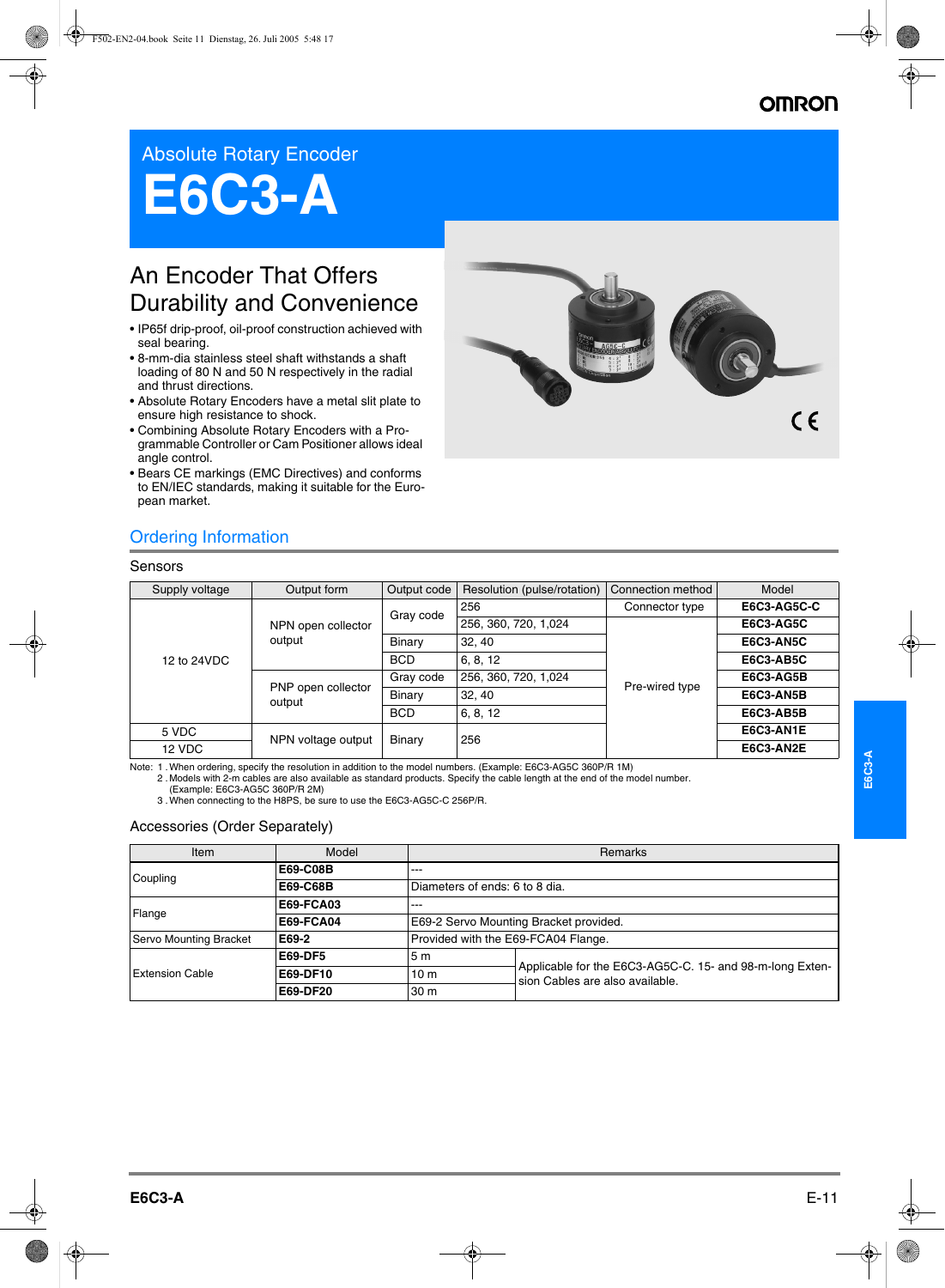# Absolute Rotary Encoder

# E6C3-A

## An Encoder That Offers Durability and Convenience

- IP65f drip-proof, oil-proof construction achieved with seal bearing.
- 8-mm-dia stainless steel shaft withstands a shaft loading of 80 N and 50 N respectively in the radial and thrust directions.
- Absolute Rotary Encoders have a metal slit plate to ensure high resistance to shock.
- Combining Absolute Rotary Encoders with a Programmable Controller or Cam Positioner allows ideal angle control.
- Bears CE markings (EMC Directives) and conforms to EN/IEC standards, making it suitable for the European market.

## Ordering Information

### Sensors

| Supply voltage | Output form | Output code | Resolution (pulse/rotation) | Connection method | Model |
|---|---|---|---|---|---|
| 12 to 24VDC | NPN open collector output | Gray code | 256 | Connector type | **E6C3-AG5C-C** |
| | | | 256, 360, 720, 1,024 | Pre-wired type | **E6C3-AG5C** |
| | | Binary | 32, 40 | | **E6C3-AN5C** |
| | | BCD | 6, 8, 12 | | **E6C3-AB5C** |
| | PNP open collector output | Gray code | 256, 360, 720, 1,024 | | **E6C3-AG5B** |
| | | Binary | 32, 40 | | **E6C3-AN5B** |
| | | BCD | 6, 8, 12 | | **E6C3-AB5B** |
| 5 VDC | NPN voltage output | Binary | 256 | | **E6C3-AN1E** |
| 12 VDC | | | | | **E6C3-AN2E** |

Note: 1 . When ordering, specify the resolution in addition to the model numbers. (Example: E6C3-AG5C 360P/R 1M)
2 . Models with 2-m cables are also available as standard products. Specify the cable length at the end of the model number. (Example: E6C3-AG5C 360P/R 2M)
3 . When connecting to the H8PS, be sure to use the E6C3-AG5C-C 256P/R.

### Accessories (Order Separately)

| Item | Model | Remarks | |
|---|---|---|---|
| Coupling | **E69-C08B** | --- | |
| | **E69-C68B** | Diameters of ends: 6 to 8 dia. | |
| Flange | **E69-FCA03** | --- | |
| | **E69-FCA04** | E69-2 Servo Mounting Bracket provided. | |
| Servo Mounting Bracket | **E69-2** | Provided with the E69-FCA04 Flange. | |
| Extension Cable | **E69-DF5** | 5 m | Applicable for the E6C3-AG5C-C. 15- and 98-m-long Extension Cables are also available. |
| | **E69-DF10** | 10 m | |
| | **E69-DF20** | 30 m | |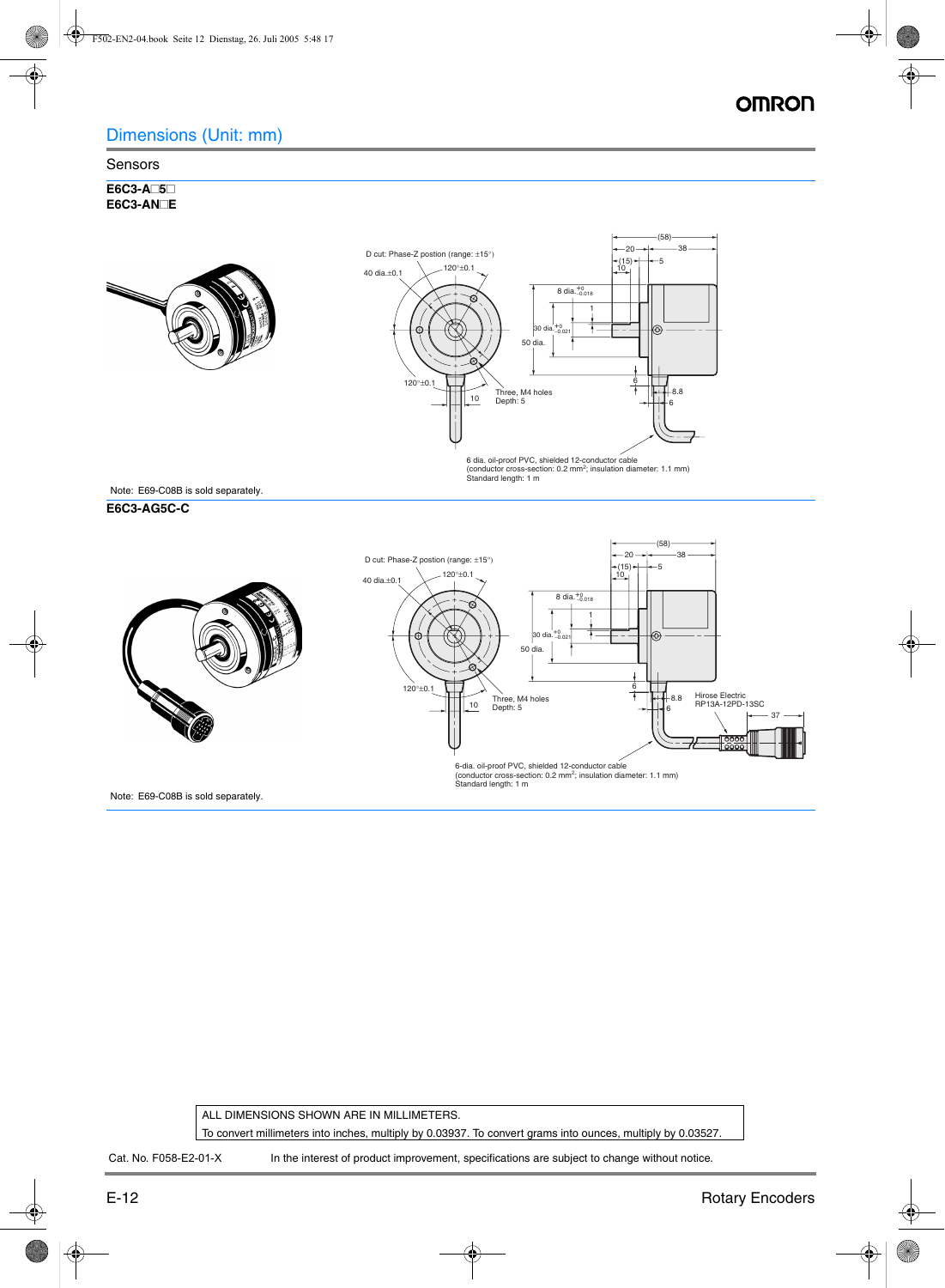## Dimensions (Unit: mm)

### Sensors

**E6C3-A□5□**
**E6C3-AN□E**

D cut: Phase-Z postion (range: ±15°)

40 dia.±0.1

120°±0.1

120°±0.1

10

Three, M4 holes
Depth: 5

(58)
20
38
(15)
5
10

8 dia. $^{+0}_{-0.018}$

1

30 dia. $^{+0}_{-0.021}$

50 dia.

6
8.8
6

6 dia. oil-proof PVC, shielded 12-conductor cable
(conductor cross-section: 0.2 mm$^2$; insulation diameter: 1.1 mm)
Standard length: 1 m

Note: E69-C08B is sold separately.

**E6C3-AG5C-C**

D cut: Phase-Z postion (range: ±15°)

40 dia.±0.1

120°±0.1

120°±0.1

10

Three, M4 holes
Depth: 5

(58)
20
38
(15)
5
10

8 dia. $^{+0}_{-0.018}$

1

30 dia. $^{+0}_{-0.021}$

50 dia.

6
8.8
6

Hirose Electric
RP13A-12PD-13SC

37

6-dia. oil-proof PVC, shielded 12-conductor cable
(conductor cross-section: 0.2 mm$^2$; insulation diameter: 1.1 mm)
Standard length: 1 m

Note: E69-C08B is sold separately.

ALL DIMENSIONS SHOWN ARE IN MILLIMETERS.
To convert millimeters into inches, multiply by 0.03937. To convert grams into ounces, multiply by 0.03527.

Cat. No. F058-E2-01-X

In the interest of product improvement, specifications are subject to change without notice.